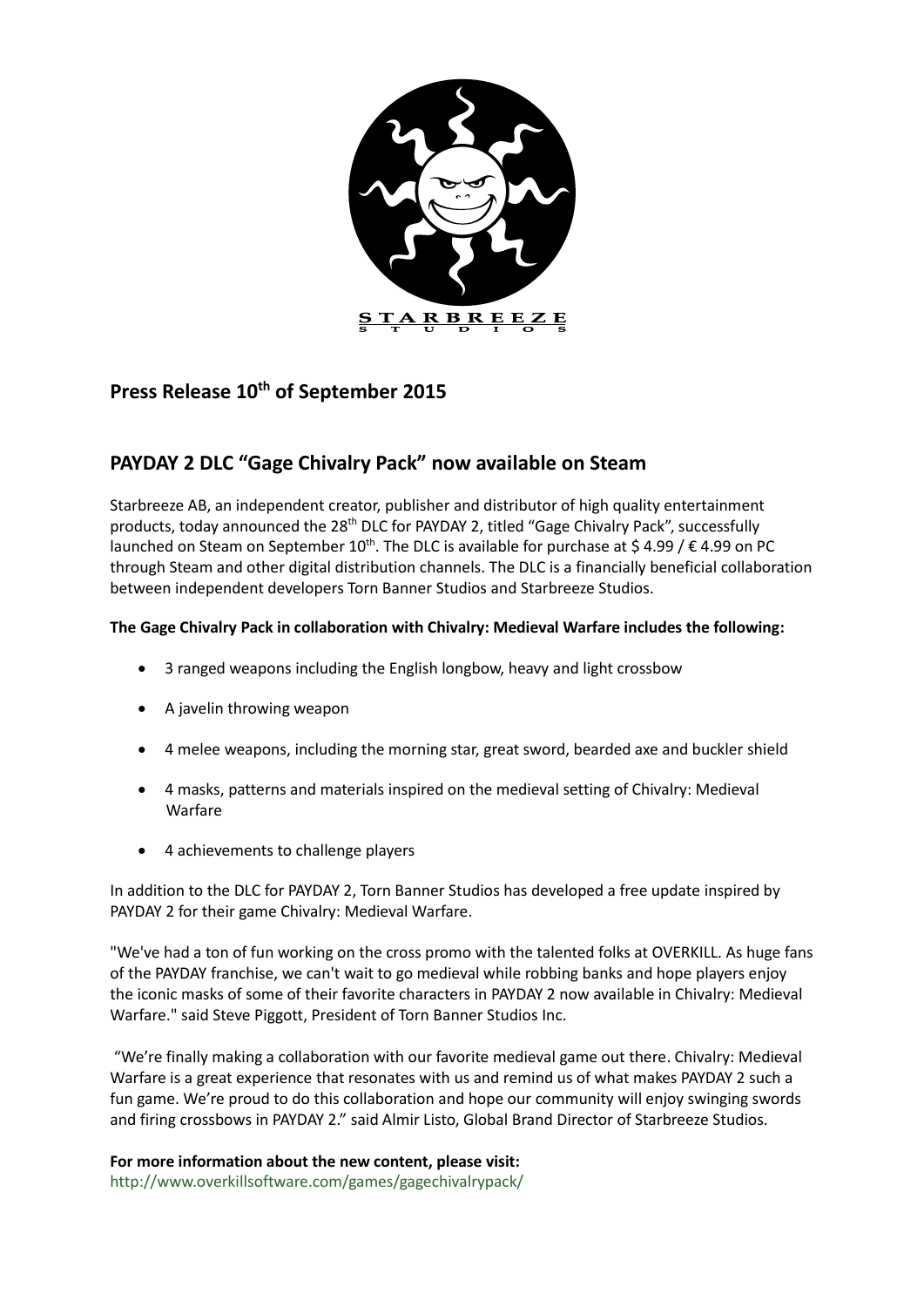STARBREEZE STUDIOS

## Press Release 10th of September 2015

## PAYDAY 2 DLC "Gage Chivalry Pack" now available on Steam

Starbreeze AB, an independent creator, publisher and distributor of high quality entertainment products, today announced the 28th DLC for PAYDAY 2, titled "Gage Chivalry Pack", successfully launched on Steam on September 10th. The DLC is available for purchase at $ 4.99 / € 4.99 on PC through Steam and other digital distribution channels. The DLC is a financially beneficial collaboration between independent developers Torn Banner Studios and Starbreeze Studios.

**The Gage Chivalry Pack in collaboration with Chivalry: Medieval Warfare includes the following:**

- 3 ranged weapons including the English longbow, heavy and light crossbow
- A javelin throwing weapon
- 4 melee weapons, including the morning star, great sword, bearded axe and buckler shield
- 4 masks, patterns and materials inspired on the medieval setting of Chivalry: Medieval Warfare
- 4 achievements to challenge players

In addition to the DLC for PAYDAY 2, Torn Banner Studios has developed a free update inspired by PAYDAY 2 for their game Chivalry: Medieval Warfare.

"We've had a ton of fun working on the cross promo with the talented folks at OVERKILL. As huge fans of the PAYDAY franchise, we can't wait to go medieval while robbing banks and hope players enjoy the iconic masks of some of their favorite characters in PAYDAY 2 now available in Chivalry: Medieval Warfare." said Steve Piggott, President of Torn Banner Studios Inc.

"We're finally making a collaboration with our favorite medieval game out there. Chivalry: Medieval Warfare is a great experience that resonates with us and remind us of what makes PAYDAY 2 such a fun game. We're proud to do this collaboration and hope our community will enjoy swinging swords and firing crossbows in PAYDAY 2." said Almir Listo, Global Brand Director of Starbreeze Studios.

**For more information about the new content, please visit:**
http://www.overkillsoftware.com/games/gagechivalrypack/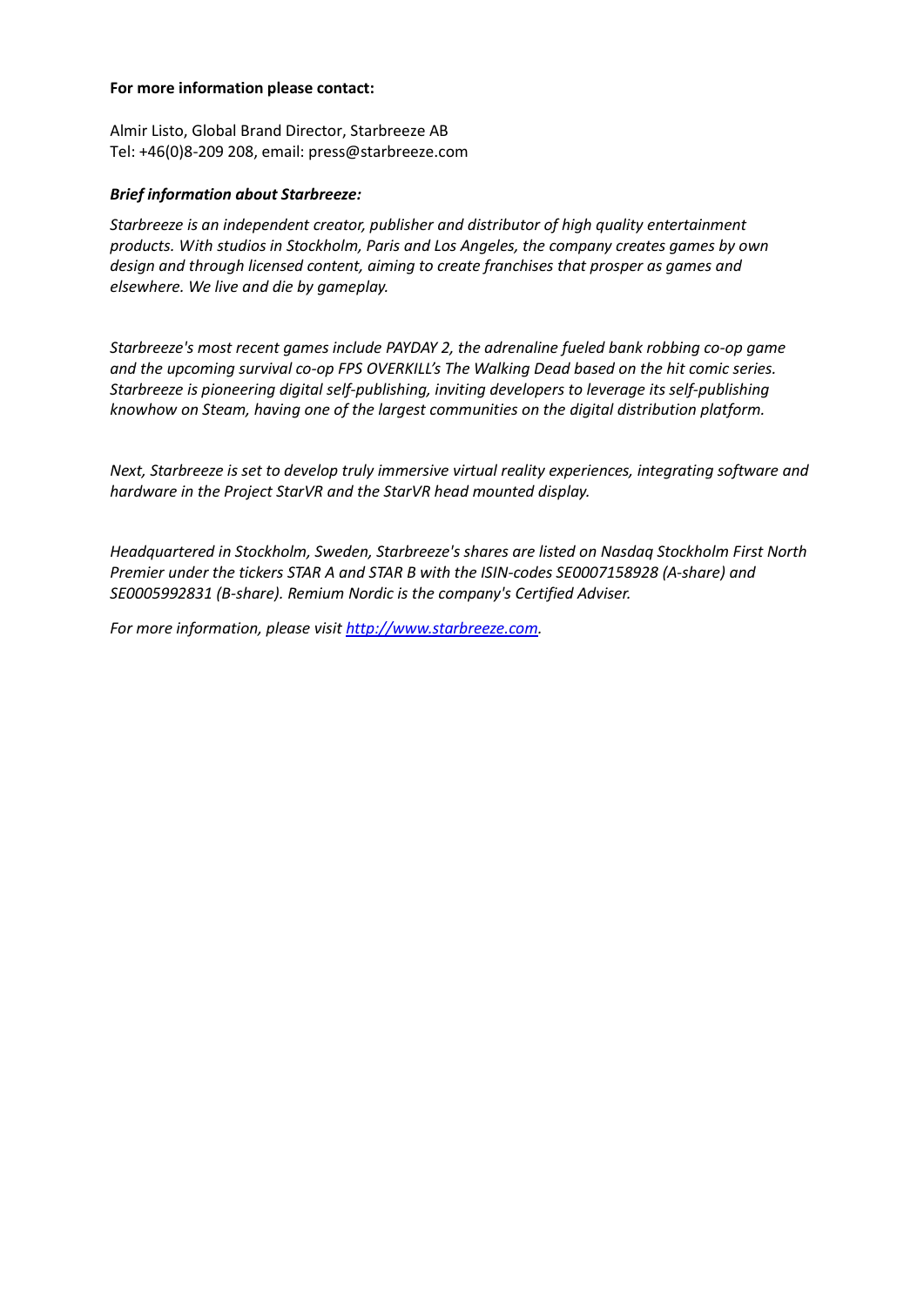**For more information please contact:**

Almir Listo, Global Brand Director, Starbreeze AB
Tel: +46(0)8-209 208, email: press@starbreeze.com

***Brief information about Starbreeze:***

*Starbreeze is an independent creator, publisher and distributor of high quality entertainment products. With studios in Stockholm, Paris and Los Angeles, the company creates games by own design and through licensed content, aiming to create franchises that prosper as games and elsewhere. We live and die by gameplay.*

*Starbreeze's most recent games include PAYDAY 2, the adrenaline fueled bank robbing co-op game and the upcoming survival co-op FPS OVERKILL's The Walking Dead based on the hit comic series. Starbreeze is pioneering digital self-publishing, inviting developers to leverage its self-publishing knowhow on Steam, having one of the largest communities on the digital distribution platform.*

*Next, Starbreeze is set to develop truly immersive virtual reality experiences, integrating software and hardware in the Project StarVR and the StarVR head mounted display.*

*Headquartered in Stockholm, Sweden, Starbreeze's shares are listed on Nasdaq Stockholm First North Premier under the tickers STAR A and STAR B with the ISIN-codes SE0007158928 (A-share) and SE0005992831 (B-share). Remium Nordic is the company's Certified Adviser.*

*For more information, please visit [http://www.starbreeze.com](http://www.starbreeze.com).*